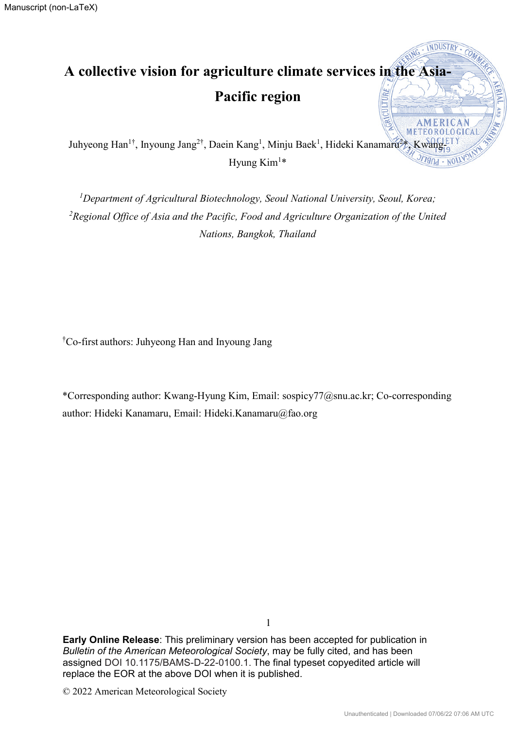Manuscript (non-LaTeX)

# A collective vision for agriculture climate services in the Asia-Pacific region

Juhyeong Han[1†], Inyoung Jang[2†], Daein Kang[1], Minju Baek[1], Hideki Kanamaru[2]*, Kwang-Hyung Kim[1]*

*[1]Department of Agricultural Biotechnology, Seoul National University, Seoul, Korea;*
*[2]Regional Office of Asia and the Pacific, Food and Agriculture Organization of the United Nations, Bangkok, Thailand*

[†]Co-first authors: Juhyeong Han and Inyoung Jang

*Corresponding author: Kwang-Hyung Kim, Email: sospicy77@snu.ac.kr; Co-corresponding author: Hideki Kanamaru, Email: Hideki.Kanamaru@fao.org

**Early Online Release**: This preliminary version has been accepted for publication in *Bulletin of the American Meteorological Society*, may be fully cited, and has been assigned DOI 10.1175/BAMS-D-22-0100.1. The final typeset copyedited article will replace the EOR at the above DOI when it is published.

© 2022 American Meteorological Society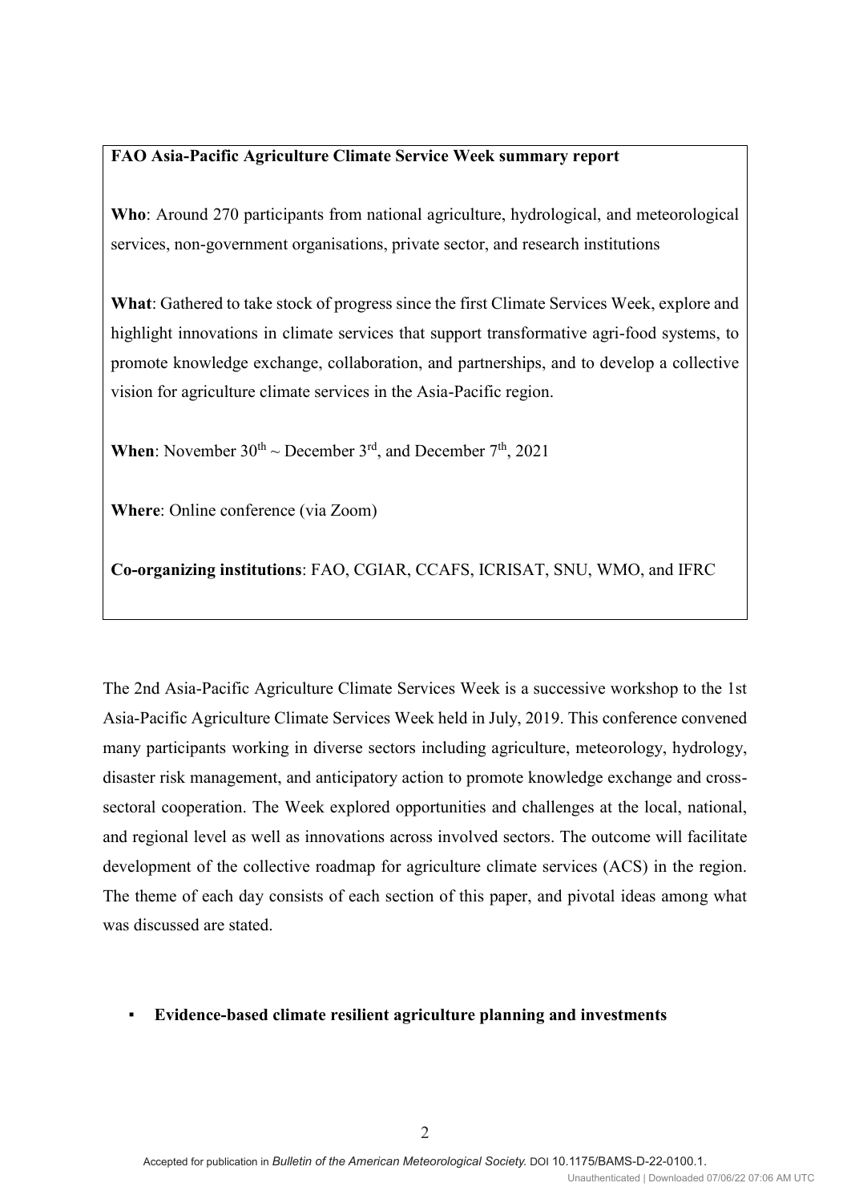**FAO Asia-Pacific Agriculture Climate Service Week summary report**

**Who**: Around 270 participants from national agriculture, hydrological, and meteorological services, non-government organisations, private sector, and research institutions

**What**: Gathered to take stock of progress since the first Climate Services Week, explore and highlight innovations in climate services that support transformative agri-food systems, to promote knowledge exchange, collaboration, and partnerships, and to develop a collective vision for agriculture climate services in the Asia-Pacific region.

**When**: November 30th ~ December 3rd, and December 7th, 2021

**Where**: Online conference (via Zoom)

**Co-organizing institutions**: FAO, CGIAR, CCAFS, ICRISAT, SNU, WMO, and IFRC

The 2nd Asia-Pacific Agriculture Climate Services Week is a successive workshop to the 1st Asia-Pacific Agriculture Climate Services Week held in July, 2019. This conference convened many participants working in diverse sectors including agriculture, meteorology, hydrology, disaster risk management, and anticipatory action to promote knowledge exchange and cross-sectoral cooperation. The Week explored opportunities and challenges at the local, national, and regional level as well as innovations across involved sectors. The outcome will facilitate development of the collective roadmap for agriculture climate services (ACS) in the region. The theme of each day consists of each section of this paper, and pivotal ideas among what was discussed are stated.

- **Evidence-based climate resilient agriculture planning and investments**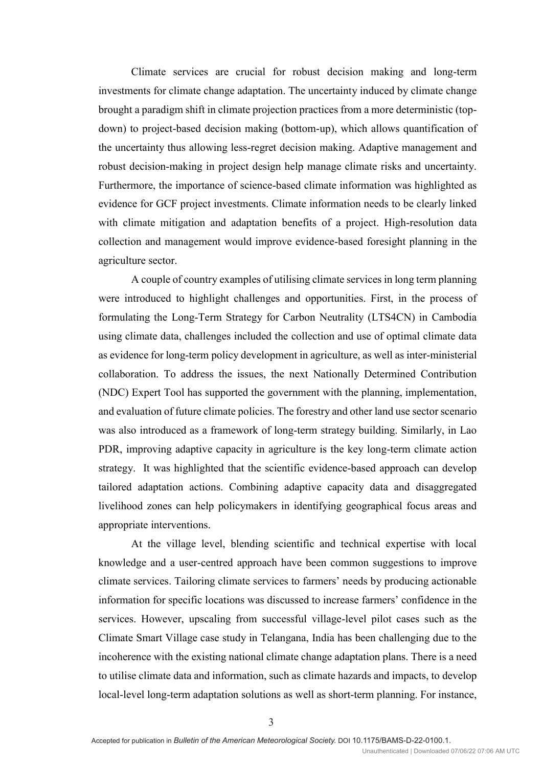Climate services are crucial for robust decision making and long-term investments for climate change adaptation. The uncertainty induced by climate change brought a paradigm shift in climate projection practices from a more deterministic (top-down) to project-based decision making (bottom-up), which allows quantification of the uncertainty thus allowing less-regret decision making. Adaptive management and robust decision-making in project design help manage climate risks and uncertainty. Furthermore, the importance of science-based climate information was highlighted as evidence for GCF project investments. Climate information needs to be clearly linked with climate mitigation and adaptation benefits of a project. High-resolution data collection and management would improve evidence-based foresight planning in the agriculture sector.

A couple of country examples of utilising climate services in long term planning were introduced to highlight challenges and opportunities. First, in the process of formulating the Long-Term Strategy for Carbon Neutrality (LTS4CN) in Cambodia using climate data, challenges included the collection and use of optimal climate data as evidence for long-term policy development in agriculture, as well as inter-ministerial collaboration. To address the issues, the next Nationally Determined Contribution (NDC) Expert Tool has supported the government with the planning, implementation, and evaluation of future climate policies. The forestry and other land use sector scenario was also introduced as a framework of long-term strategy building. Similarly, in Lao PDR, improving adaptive capacity in agriculture is the key long-term climate action strategy. It was highlighted that the scientific evidence-based approach can develop tailored adaptation actions. Combining adaptive capacity data and disaggregated livelihood zones can help policymakers in identifying geographical focus areas and appropriate interventions.

At the village level, blending scientific and technical expertise with local knowledge and a user-centred approach have been common suggestions to improve climate services. Tailoring climate services to farmers' needs by producing actionable information for specific locations was discussed to increase farmers' confidence in the services. However, upscaling from successful village-level pilot cases such as the Climate Smart Village case study in Telangana, India has been challenging due to the incoherence with the existing national climate change adaptation plans. There is a need to utilise climate data and information, such as climate hazards and impacts, to develop local-level long-term adaptation solutions as well as short-term planning. For instance,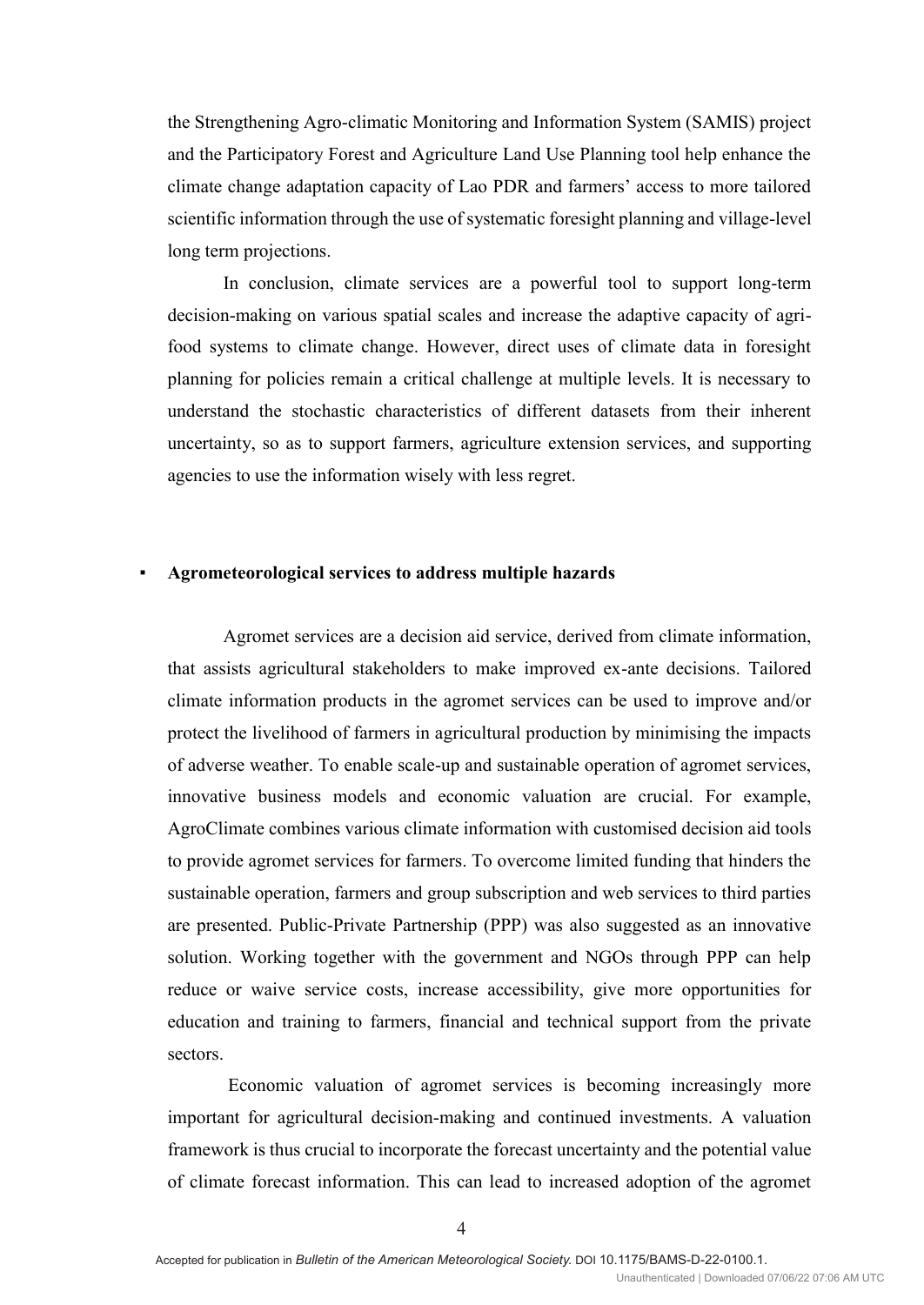the Strengthening Agro-climatic Monitoring and Information System (SAMIS) project and the Participatory Forest and Agriculture Land Use Planning tool help enhance the climate change adaptation capacity of Lao PDR and farmers' access to more tailored scientific information through the use of systematic foresight planning and village-level long term projections.

In conclusion, climate services are a powerful tool to support long-term decision-making on various spatial scales and increase the adaptive capacity of agri-food systems to climate change. However, direct uses of climate data in foresight planning for policies remain a critical challenge at multiple levels. It is necessary to understand the stochastic characteristics of different datasets from their inherent uncertainty, so as to support farmers, agriculture extension services, and supporting agencies to use the information wisely with less regret.

- **Agrometeorological services to address multiple hazards**

Agromet services are a decision aid service, derived from climate information, that assists agricultural stakeholders to make improved ex-ante decisions. Tailored climate information products in the agromet services can be used to improve and/or protect the livelihood of farmers in agricultural production by minimising the impacts of adverse weather. To enable scale-up and sustainable operation of agromet services, innovative business models and economic valuation are crucial. For example, AgroClimate combines various climate information with customised decision aid tools to provide agromet services for farmers. To overcome limited funding that hinders the sustainable operation, farmers and group subscription and web services to third parties are presented. Public-Private Partnership (PPP) was also suggested as an innovative solution. Working together with the government and NGOs through PPP can help reduce or waive service costs, increase accessibility, give more opportunities for education and training to farmers, financial and technical support from the private sectors.

Economic valuation of agromet services is becoming increasingly more important for agricultural decision-making and continued investments. A valuation framework is thus crucial to incorporate the forecast uncertainty and the potential value of climate forecast information. This can lead to increased adoption of the agromet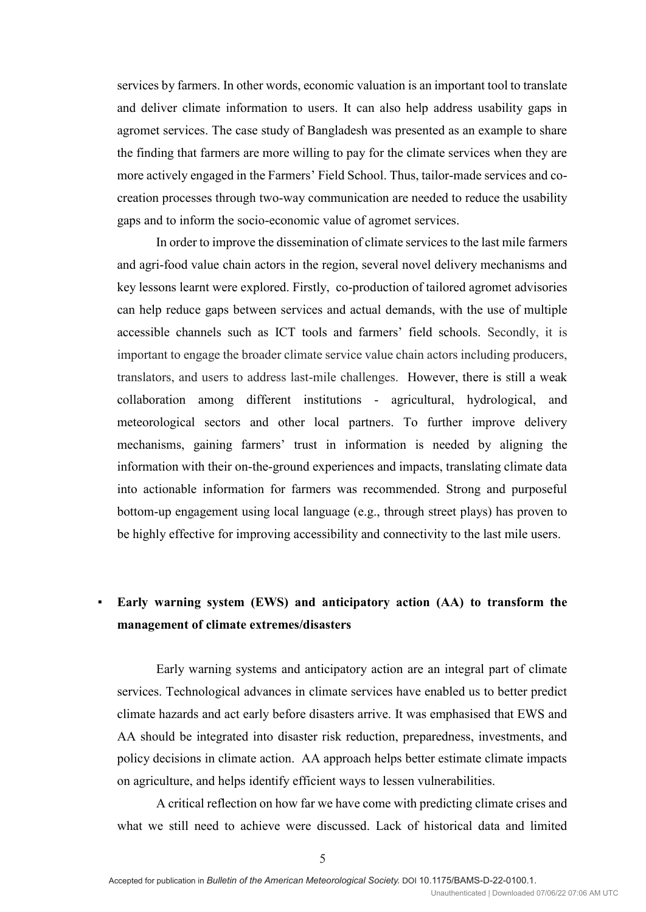services by farmers. In other words, economic valuation is an important tool to translate and deliver climate information to users. It can also help address usability gaps in agromet services. The case study of Bangladesh was presented as an example to share the finding that farmers are more willing to pay for the climate services when they are more actively engaged in the Farmers' Field School. Thus, tailor-made services and co-creation processes through two-way communication are needed to reduce the usability gaps and to inform the socio-economic value of agromet services.

In order to improve the dissemination of climate services to the last mile farmers and agri-food value chain actors in the region, several novel delivery mechanisms and key lessons learnt were explored. Firstly, co-production of tailored agromet advisories can help reduce gaps between services and actual demands, with the use of multiple accessible channels such as ICT tools and farmers' field schools. Secondly, it is important to engage the broader climate service value chain actors including producers, translators, and users to address last-mile challenges. However, there is still a weak collaboration among different institutions - agricultural, hydrological, and meteorological sectors and other local partners. To further improve delivery mechanisms, gaining farmers' trust in information is needed by aligning the information with their on-the-ground experiences and impacts, translating climate data into actionable information for farmers was recommended. Strong and purposeful bottom-up engagement using local language (e.g., through street plays) has proven to be highly effective for improving accessibility and connectivity to the last mile users.

- **Early warning system (EWS) and anticipatory action (AA) to transform the management of climate extremes/disasters**

Early warning systems and anticipatory action are an integral part of climate services. Technological advances in climate services have enabled us to better predict climate hazards and act early before disasters arrive. It was emphasised that EWS and AA should be integrated into disaster risk reduction, preparedness, investments, and policy decisions in climate action. AA approach helps better estimate climate impacts on agriculture, and helps identify efficient ways to lessen vulnerabilities.

A critical reflection on how far we have come with predicting climate crises and what we still need to achieve were discussed. Lack of historical data and limited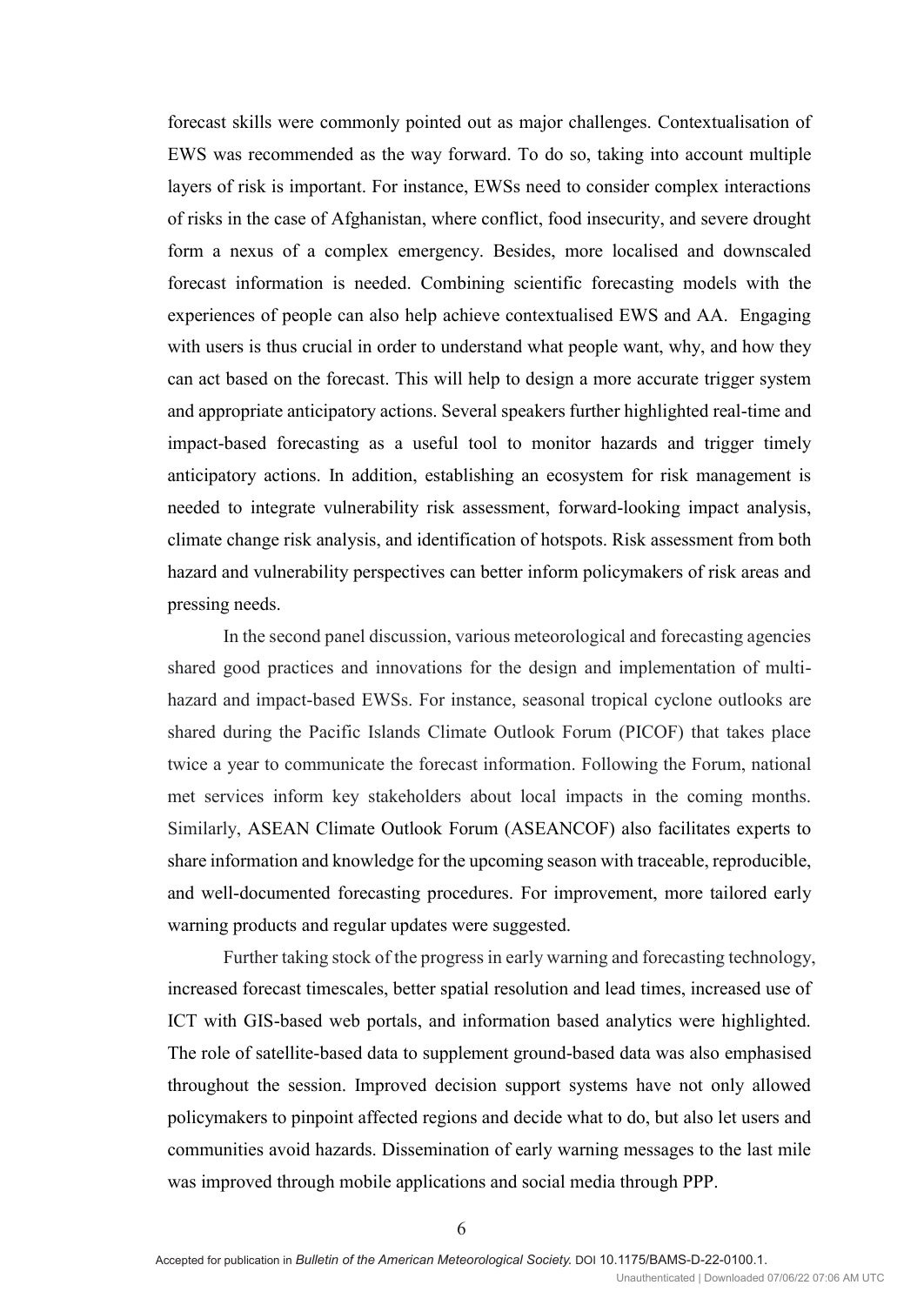forecast skills were commonly pointed out as major challenges. Contextualisation of EWS was recommended as the way forward. To do so, taking into account multiple layers of risk is important. For instance, EWSs need to consider complex interactions of risks in the case of Afghanistan, where conflict, food insecurity, and severe drought form a nexus of a complex emergency. Besides, more localised and downscaled forecast information is needed. Combining scientific forecasting models with the experiences of people can also help achieve contextualised EWS and AA. Engaging with users is thus crucial in order to understand what people want, why, and how they can act based on the forecast. This will help to design a more accurate trigger system and appropriate anticipatory actions. Several speakers further highlighted real-time and impact-based forecasting as a useful tool to monitor hazards and trigger timely anticipatory actions. In addition, establishing an ecosystem for risk management is needed to integrate vulnerability risk assessment, forward-looking impact analysis, climate change risk analysis, and identification of hotspots. Risk assessment from both hazard and vulnerability perspectives can better inform policymakers of risk areas and pressing needs.

In the second panel discussion, various meteorological and forecasting agencies shared good practices and innovations for the design and implementation of multi-hazard and impact-based EWSs. For instance, seasonal tropical cyclone outlooks are shared during the Pacific Islands Climate Outlook Forum (PICOF) that takes place twice a year to communicate the forecast information. Following the Forum, national met services inform key stakeholders about local impacts in the coming months. Similarly, ASEAN Climate Outlook Forum (ASEANCOF) also facilitates experts to share information and knowledge for the upcoming season with traceable, reproducible, and well-documented forecasting procedures. For improvement, more tailored early warning products and regular updates were suggested.

Further taking stock of the progress in early warning and forecasting technology, increased forecast timescales, better spatial resolution and lead times, increased use of ICT with GIS-based web portals, and information based analytics were highlighted. The role of satellite-based data to supplement ground-based data was also emphasised throughout the session. Improved decision support systems have not only allowed policymakers to pinpoint affected regions and decide what to do, but also let users and communities avoid hazards. Dissemination of early warning messages to the last mile was improved through mobile applications and social media through PPP.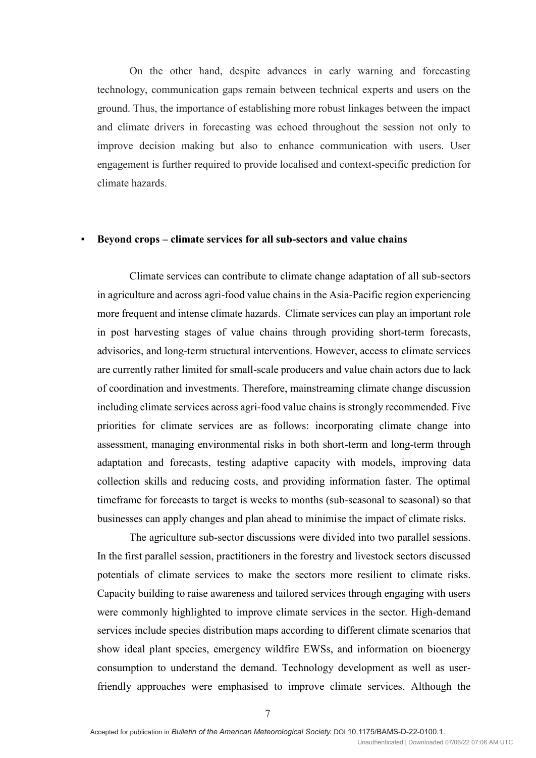On the other hand, despite advances in early warning and forecasting technology, communication gaps remain between technical experts and users on the ground. Thus, the importance of establishing more robust linkages between the impact and climate drivers in forecasting was echoed throughout the session not only to improve decision making but also to enhance communication with users. User engagement is further required to provide localised and context-specific prediction for climate hazards.

- **Beyond crops – climate services for all sub-sectors and value chains**

Climate services can contribute to climate change adaptation of all sub-sectors in agriculture and across agri-food value chains in the Asia-Pacific region experiencing more frequent and intense climate hazards. Climate services can play an important role in post harvesting stages of value chains through providing short-term forecasts, advisories, and long-term structural interventions. However, access to climate services are currently rather limited for small-scale producers and value chain actors due to lack of coordination and investments. Therefore, mainstreaming climate change discussion including climate services across agri-food value chains is strongly recommended. Five priorities for climate services are as follows: incorporating climate change into assessment, managing environmental risks in both short-term and long-term through adaptation and forecasts, testing adaptive capacity with models, improving data collection skills and reducing costs, and providing information faster. The optimal timeframe for forecasts to target is weeks to months (sub-seasonal to seasonal) so that businesses can apply changes and plan ahead to minimise the impact of climate risks.

The agriculture sub-sector discussions were divided into two parallel sessions. In the first parallel session, practitioners in the forestry and livestock sectors discussed potentials of climate services to make the sectors more resilient to climate risks. Capacity building to raise awareness and tailored services through engaging with users were commonly highlighted to improve climate services in the sector. High-demand services include species distribution maps according to different climate scenarios that show ideal plant species, emergency wildfire EWSs, and information on bioenergy consumption to understand the demand. Technology development as well as user-friendly approaches were emphasised to improve climate services. Although the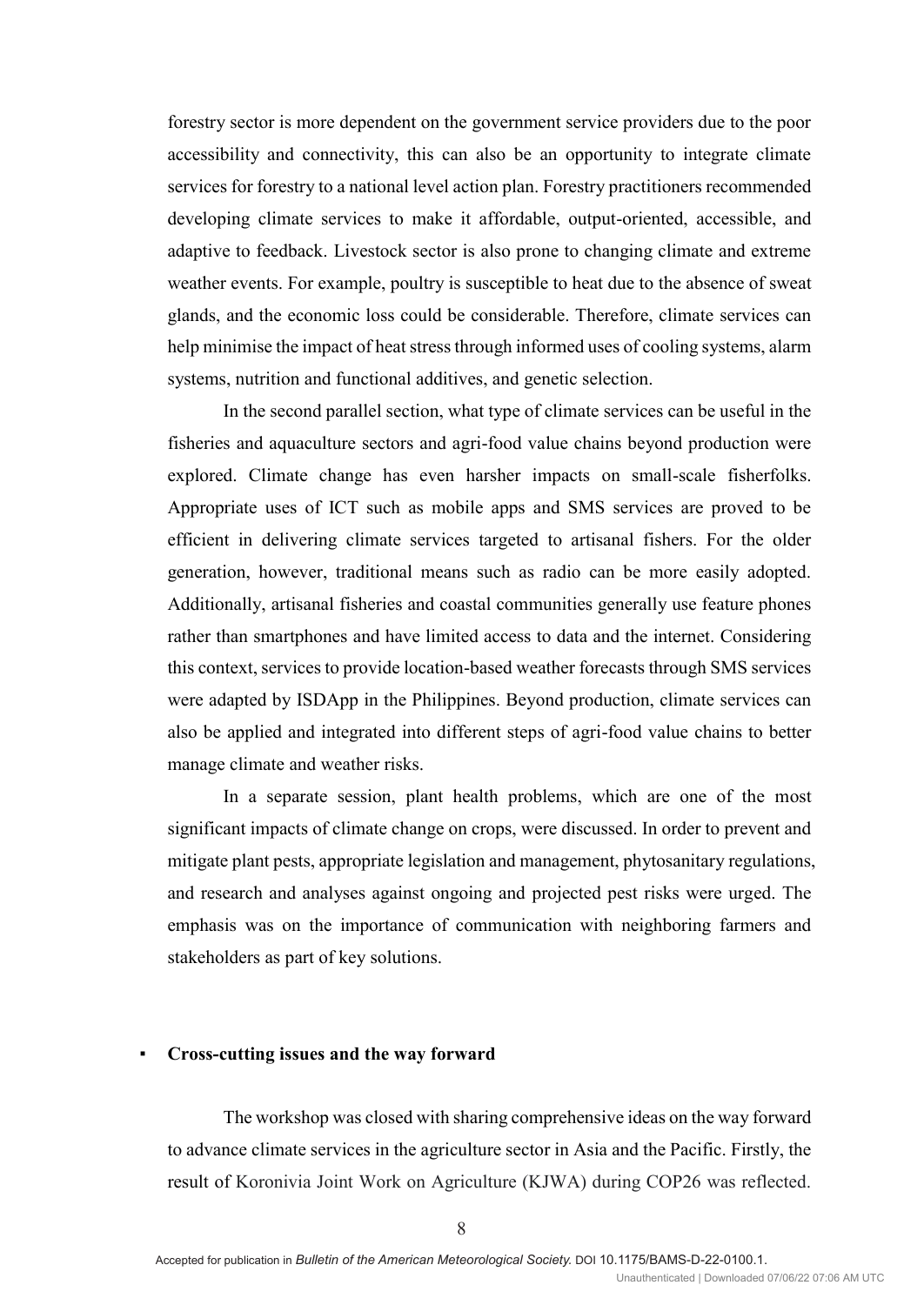forestry sector is more dependent on the government service providers due to the poor accessibility and connectivity, this can also be an opportunity to integrate climate services for forestry to a national level action plan. Forestry practitioners recommended developing climate services to make it affordable, output-oriented, accessible, and adaptive to feedback. Livestock sector is also prone to changing climate and extreme weather events. For example, poultry is susceptible to heat due to the absence of sweat glands, and the economic loss could be considerable. Therefore, climate services can help minimise the impact of heat stress through informed uses of cooling systems, alarm systems, nutrition and functional additives, and genetic selection.

In the second parallel section, what type of climate services can be useful in the fisheries and aquaculture sectors and agri-food value chains beyond production were explored. Climate change has even harsher impacts on small-scale fisherfolks. Appropriate uses of ICT such as mobile apps and SMS services are proved to be efficient in delivering climate services targeted to artisanal fishers. For the older generation, however, traditional means such as radio can be more easily adopted. Additionally, artisanal fisheries and coastal communities generally use feature phones rather than smartphones and have limited access to data and the internet. Considering this context, services to provide location-based weather forecasts through SMS services were adapted by ISDApp in the Philippines. Beyond production, climate services can also be applied and integrated into different steps of agri-food value chains to better manage climate and weather risks.

In a separate session, plant health problems, which are one of the most significant impacts of climate change on crops, were discussed. In order to prevent and mitigate plant pests, appropriate legislation and management, phytosanitary regulations, and research and analyses against ongoing and projected pest risks were urged. The emphasis was on the importance of communication with neighboring farmers and stakeholders as part of key solutions.

- **Cross-cutting issues and the way forward**

The workshop was closed with sharing comprehensive ideas on the way forward to advance climate services in the agriculture sector in Asia and the Pacific. Firstly, the result of Koronivia Joint Work on Agriculture (KJWA) during COP26 was reflected.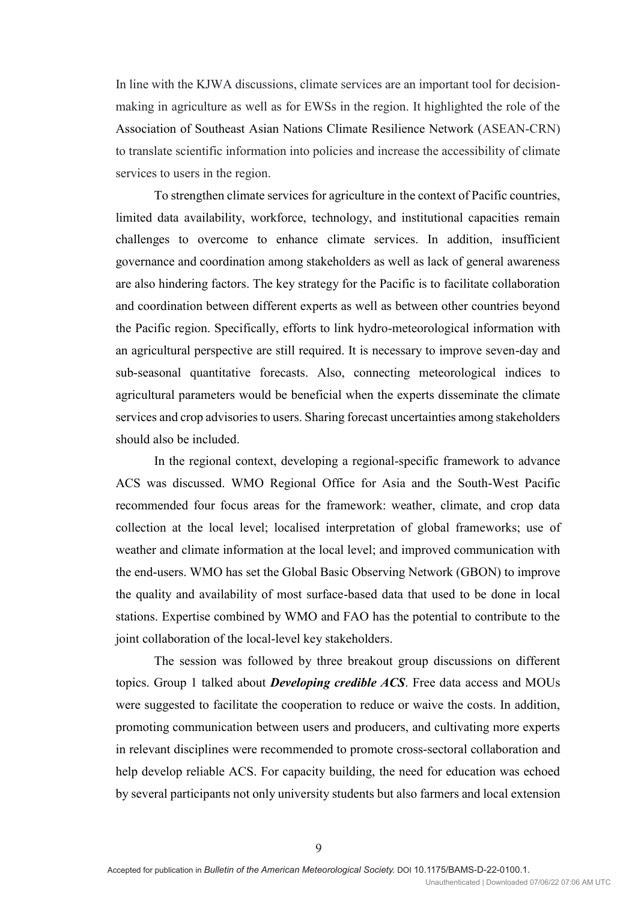In line with the KJWA discussions, climate services are an important tool for decision-making in agriculture as well as for EWSs in the region. It highlighted the role of the Association of Southeast Asian Nations Climate Resilience Network (ASEAN-CRN) to translate scientific information into policies and increase the accessibility of climate services to users in the region.

To strengthen climate services for agriculture in the context of Pacific countries, limited data availability, workforce, technology, and institutional capacities remain challenges to overcome to enhance climate services. In addition, insufficient governance and coordination among stakeholders as well as lack of general awareness are also hindering factors. The key strategy for the Pacific is to facilitate collaboration and coordination between different experts as well as between other countries beyond the Pacific region. Specifically, efforts to link hydro-meteorological information with an agricultural perspective are still required. It is necessary to improve seven-day and sub-seasonal quantitative forecasts. Also, connecting meteorological indices to agricultural parameters would be beneficial when the experts disseminate the climate services and crop advisories to users. Sharing forecast uncertainties among stakeholders should also be included.

In the regional context, developing a regional-specific framework to advance ACS was discussed. WMO Regional Office for Asia and the South-West Pacific recommended four focus areas for the framework: weather, climate, and crop data collection at the local level; localised interpretation of global frameworks; use of weather and climate information at the local level; and improved communication with the end-users. WMO has set the Global Basic Observing Network (GBON) to improve the quality and availability of most surface-based data that used to be done in local stations. Expertise combined by WMO and FAO has the potential to contribute to the joint collaboration of the local-level key stakeholders.

The session was followed by three breakout group discussions on different topics. Group 1 talked about ***Developing credible ACS***. Free data access and MOUs were suggested to facilitate the cooperation to reduce or waive the costs. In addition, promoting communication between users and producers, and cultivating more experts in relevant disciplines were recommended to promote cross-sectoral collaboration and help develop reliable ACS. For capacity building, the need for education was echoed by several participants not only university students but also farmers and local extension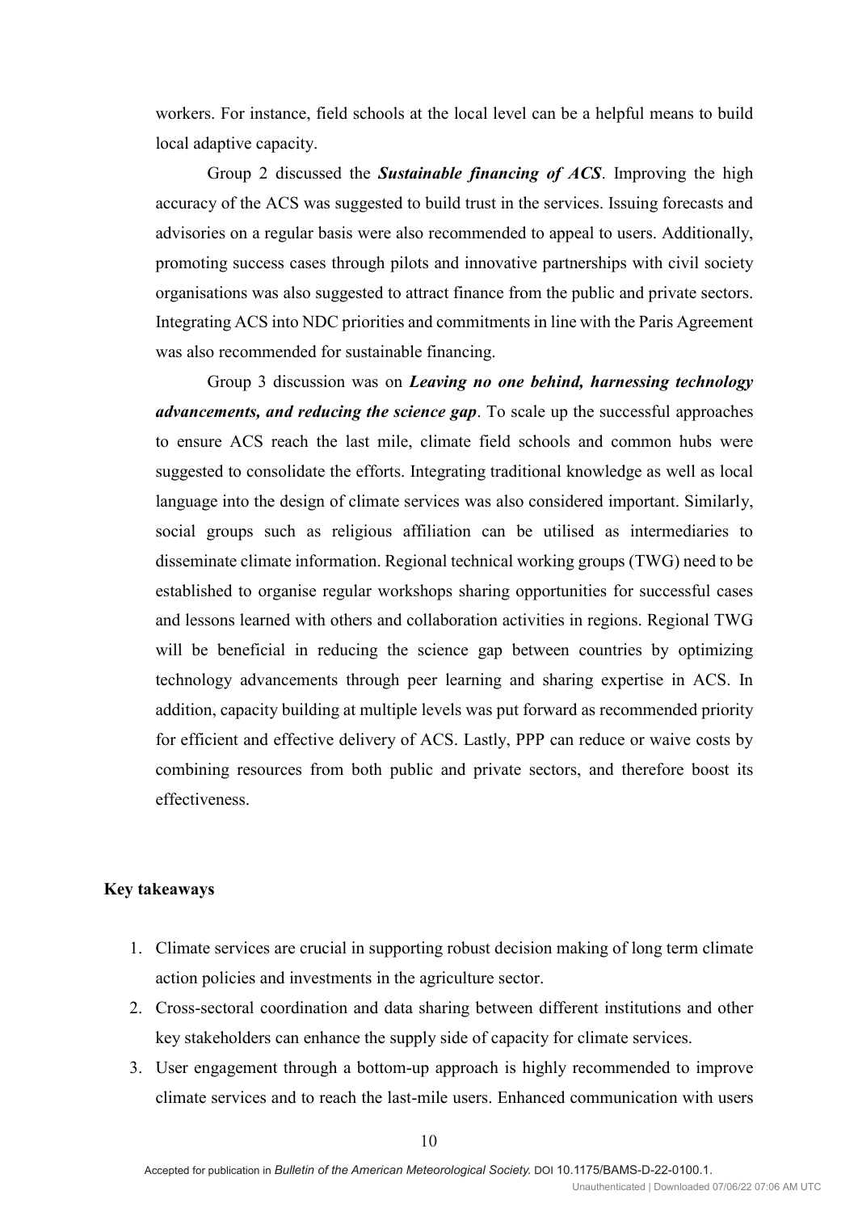workers. For instance, field schools at the local level can be a helpful means to build local adaptive capacity.

Group 2 discussed the ***Sustainable financing of ACS***. Improving the high accuracy of the ACS was suggested to build trust in the services. Issuing forecasts and advisories on a regular basis were also recommended to appeal to users. Additionally, promoting success cases through pilots and innovative partnerships with civil society organisations was also suggested to attract finance from the public and private sectors. Integrating ACS into NDC priorities and commitments in line with the Paris Agreement was also recommended for sustainable financing.

Group 3 discussion was on ***Leaving no one behind, harnessing technology advancements, and reducing the science gap***. To scale up the successful approaches to ensure ACS reach the last mile, climate field schools and common hubs were suggested to consolidate the efforts. Integrating traditional knowledge as well as local language into the design of climate services was also considered important. Similarly, social groups such as religious affiliation can be utilised as intermediaries to disseminate climate information. Regional technical working groups (TWG) need to be established to organise regular workshops sharing opportunities for successful cases and lessons learned with others and collaboration activities in regions. Regional TWG will be beneficial in reducing the science gap between countries by optimizing technology advancements through peer learning and sharing expertise in ACS. In addition, capacity building at multiple levels was put forward as recommended priority for efficient and effective delivery of ACS. Lastly, PPP can reduce or waive costs by combining resources from both public and private sectors, and therefore boost its effectiveness.

**Key takeaways**

1. Climate services are crucial in supporting robust decision making of long term climate action policies and investments in the agriculture sector.
2. Cross-sectoral coordination and data sharing between different institutions and other key stakeholders can enhance the supply side of capacity for climate services.
3. User engagement through a bottom-up approach is highly recommended to improve climate services and to reach the last-mile users. Enhanced communication with users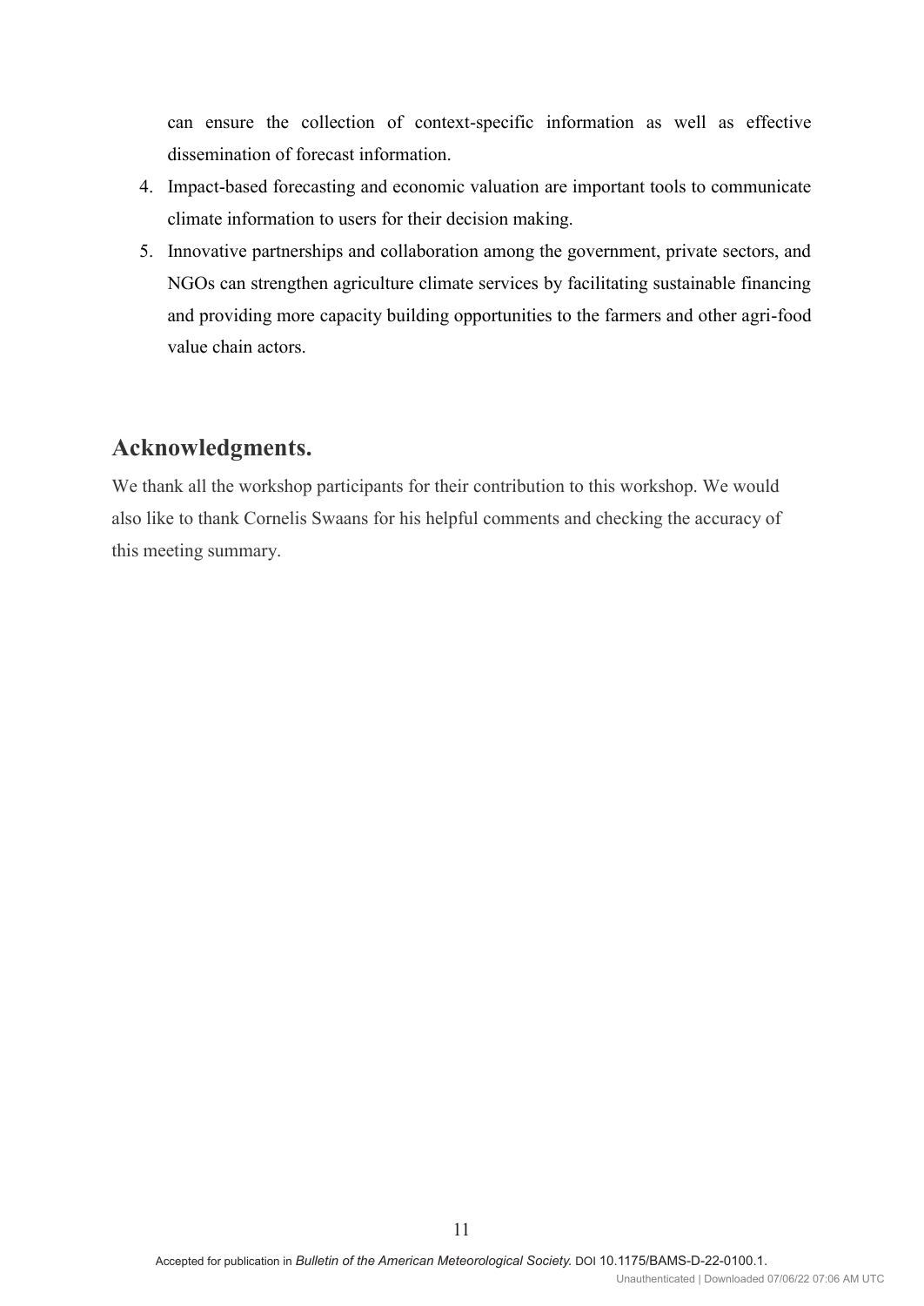can ensure the collection of context-specific information as well as effective dissemination of forecast information.

4. Impact-based forecasting and economic valuation are important tools to communicate climate information to users for their decision making.
5. Innovative partnerships and collaboration among the government, private sectors, and NGOs can strengthen agriculture climate services by facilitating sustainable financing and providing more capacity building opportunities to the farmers and other agri-food value chain actors.

## Acknowledgments.

We thank all the workshop participants for their contribution to this workshop. We would also like to thank Cornelis Swaans for his helpful comments and checking the accuracy of this meeting summary.